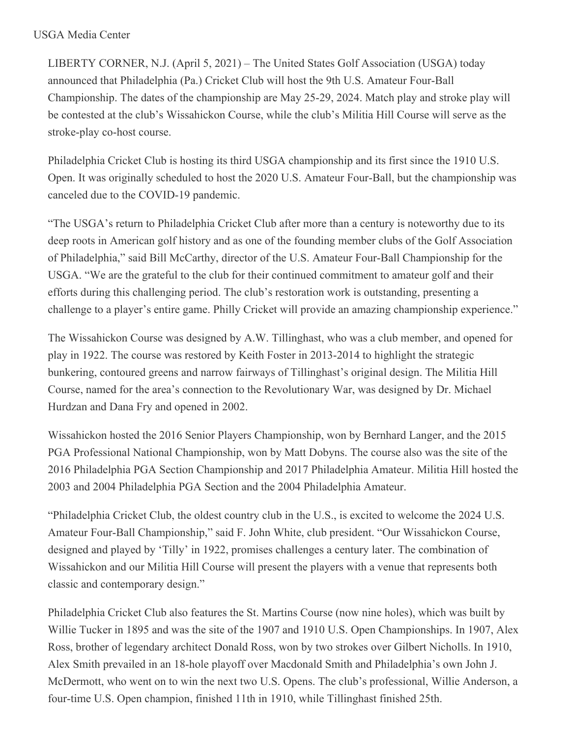USGA Media Center

LIBERTY CORNER, N.J. (April 5, 2021) – The United States Golf Association (USGA) today announced that Philadelphia (Pa.) Cricket Club will host the 9th U.S. Amateur Four-Ball Championship. The dates of the championship are May 25-29, 2024. Match play and stroke play will be contested at the club's Wissahickon Course, while the club's Militia Hill Course will serve as the stroke-play co-host course.

Philadelphia Cricket Club is hosting its third USGA championship and its first since the 1910 U.S. Open. It was originally scheduled to host the 2020 U.S. Amateur Four-Ball, but the championship was canceled due to the COVID-19 pandemic.

"The USGA's return to Philadelphia Cricket Club after more than a century is noteworthy due to its deep roots in American golf history and as one of the founding member clubs of the Golf Association of Philadelphia," said Bill McCarthy, director of the U.S. Amateur Four-Ball Championship for the USGA. "We are the grateful to the club for their continued commitment to amateur golf and their efforts during this challenging period. The club's restoration work is outstanding, presenting a challenge to a player's entire game. Philly Cricket will provide an amazing championship experience."

The Wissahickon Course was designed by A.W. Tillinghast, who was a club member, and opened for play in 1922. The course was restored by Keith Foster in 2013-2014 to highlight the strategic bunkering, contoured greens and narrow fairways of Tillinghast's original design. The Militia Hill Course, named for the area's connection to the Revolutionary War, was designed by Dr. Michael Hurdzan and Dana Fry and opened in 2002.

Wissahickon hosted the 2016 Senior Players Championship, won by Bernhard Langer, and the 2015 PGA Professional National Championship, won by Matt Dobyns. The course also was the site of the 2016 Philadelphia PGA Section Championship and 2017 Philadelphia Amateur. Militia Hill hosted the 2003 and 2004 Philadelphia PGA Section and the 2004 Philadelphia Amateur.

"Philadelphia Cricket Club, the oldest country club in the U.S., is excited to welcome the 2024 U.S. Amateur Four-Ball Championship," said F. John White, club president. "Our Wissahickon Course, designed and played by 'Tilly' in 1922, promises challenges a century later. The combination of Wissahickon and our Militia Hill Course will present the players with a venue that represents both classic and contemporary design."

Philadelphia Cricket Club also features the St. Martins Course (now nine holes), which was built by Willie Tucker in 1895 and was the site of the 1907 and 1910 U.S. Open Championships. In 1907, Alex Ross, brother of legendary architect Donald Ross, won by two strokes over Gilbert Nicholls. In 1910, Alex Smith prevailed in an 18-hole playoff over Macdonald Smith and Philadelphia's own John J. McDermott, who went on to win the next two U.S. Opens. The club's professional, Willie Anderson, a four-time U.S. Open champion, finished 11th in 1910, while Tillinghast finished 25th.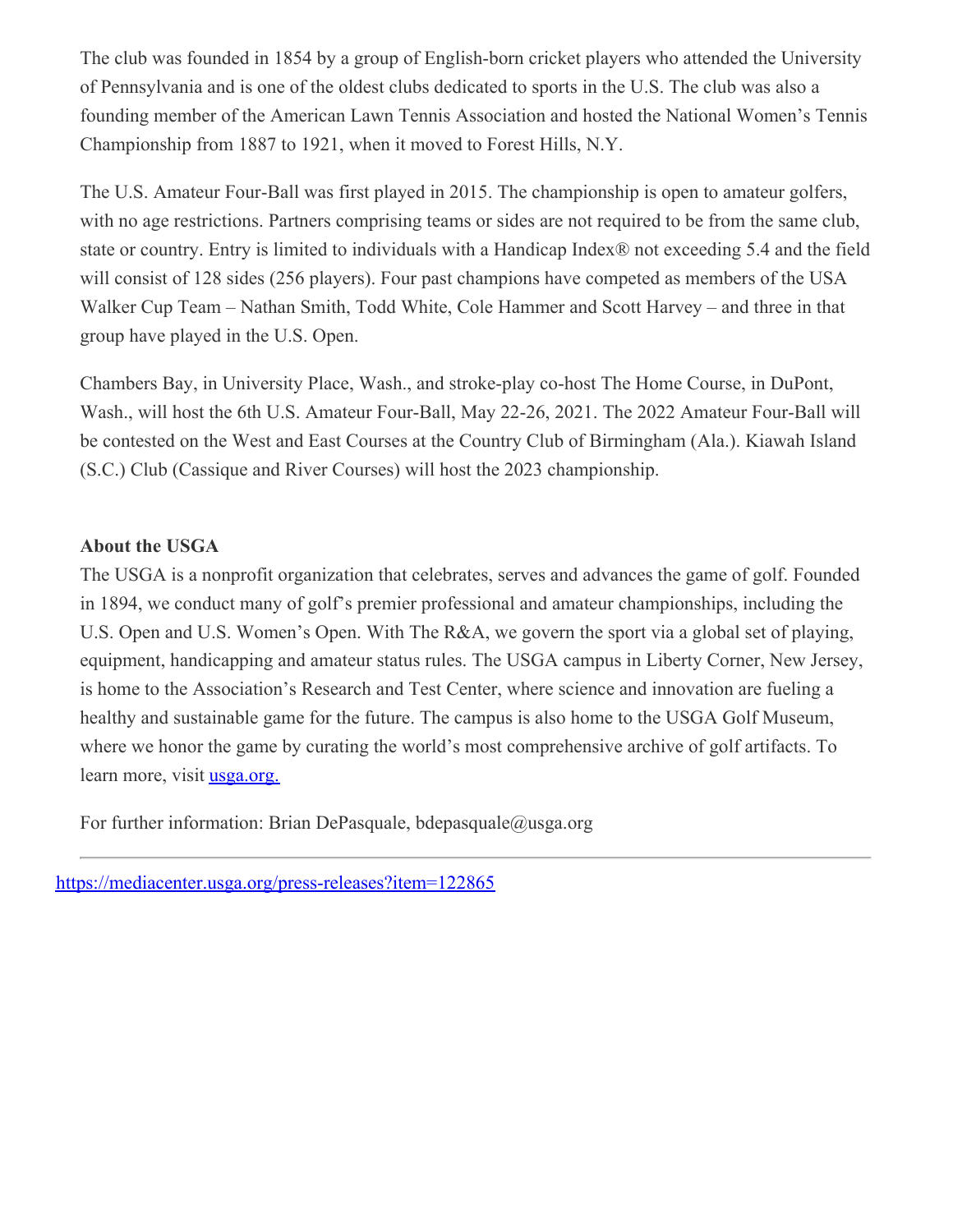The club was founded in 1854 by a group of English-born cricket players who attended the University of Pennsylvania and is one of the oldest clubs dedicated to sports in the U.S. The club was also a founding member of the American Lawn Tennis Association and hosted the National Women's Tennis Championship from 1887 to 1921, when it moved to Forest Hills, N.Y.

The U.S. Amateur Four-Ball was first played in 2015. The championship is open to amateur golfers, with no age restrictions. Partners comprising teams or sides are not required to be from the same club, state or country. Entry is limited to individuals with a Handicap Index® not exceeding 5.4 and the field will consist of 128 sides (256 players). Four past champions have competed as members of the USA Walker Cup Team – Nathan Smith, Todd White, Cole Hammer and Scott Harvey – and three in that group have played in the U.S. Open.

Chambers Bay, in University Place, Wash., and stroke-play co-host The Home Course, in DuPont, Wash., will host the 6th U.S. Amateur Four-Ball, May 22-26, 2021. The 2022 Amateur Four-Ball will be contested on the West and East Courses at the Country Club of Birmingham (Ala.). Kiawah Island (S.C.) Club (Cassique and River Courses) will host the 2023 championship.

**About the USGA**

The USGA is a nonprofit organization that celebrates, serves and advances the game of golf. Founded in 1894, we conduct many of golf's premier professional and amateur championships, including the U.S. Open and U.S. Women's Open. With The R&A, we govern the sport via a global set of playing, equipment, handicapping and amateur status rules. The USGA campus in Liberty Corner, New Jersey, is home to the Association's Research and Test Center, where science and innovation are fueling a healthy and sustainable game for the future. The campus is also home to the USGA Golf Museum, where we honor the game by curating the world's most comprehensive archive of golf artifacts. To learn more, visit [usga.org.](https://usga.org)

For further information: Brian DePasquale, bdepasquale@usga.org

---

https://mediacenter.usga.org/press-releases?item=122865